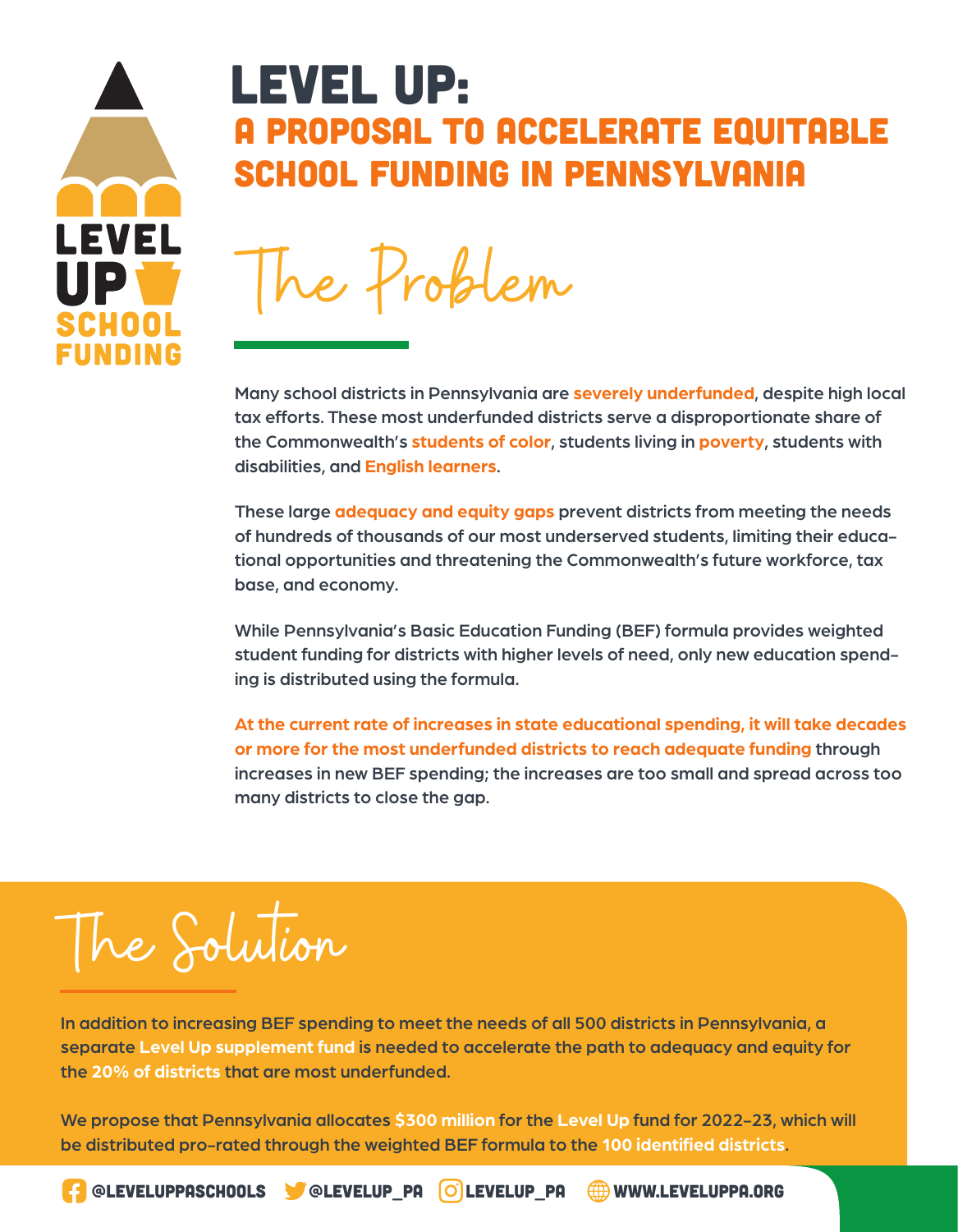# LEVEL UP:
## A PROPOSAL TO ACCELERATE EQUITABLE SCHOOL FUNDING IN PENNSYLVANIA

## The Problem

Many school districts in Pennsylvania are **severely underfunded**, despite high local tax efforts. These most underfunded districts serve a disproportionate share of the Commonwealth's **students of color**, students living in **poverty**, students with disabilities, and **English learners**.

These large **adequacy and equity gaps** prevent districts from meeting the needs of hundreds of thousands of our most underserved students, limiting their educational opportunities and threatening the Commonwealth's future workforce, tax base, and economy.

While Pennsylvania's Basic Education Funding (BEF) formula provides weighted student funding for districts with higher levels of need, only new education spending is distributed using the formula.

**At the current rate of increases in state educational spending, it will take decades or more for the most underfunded districts to reach adequate funding** through increases in new BEF spending; the increases are too small and spread across too many districts to close the gap.

## The Solution

In addition to increasing BEF spending to meet the needs of all 500 districts in Pennsylvania, a separate **Level Up supplement fund** is needed to accelerate the path to adequacy and equity for the **20% of districts** that are most underfunded.

We propose that Pennsylvania allocates **$300 million** for the **Level Up** fund for 2022-23, which will be distributed pro-rated through the weighted BEF formula to the **100 identified districts**.

@LEVELUPPASCHOOLS @LEVELUP_PA LEVELUP_PA WWW.LEVELUPPA.ORG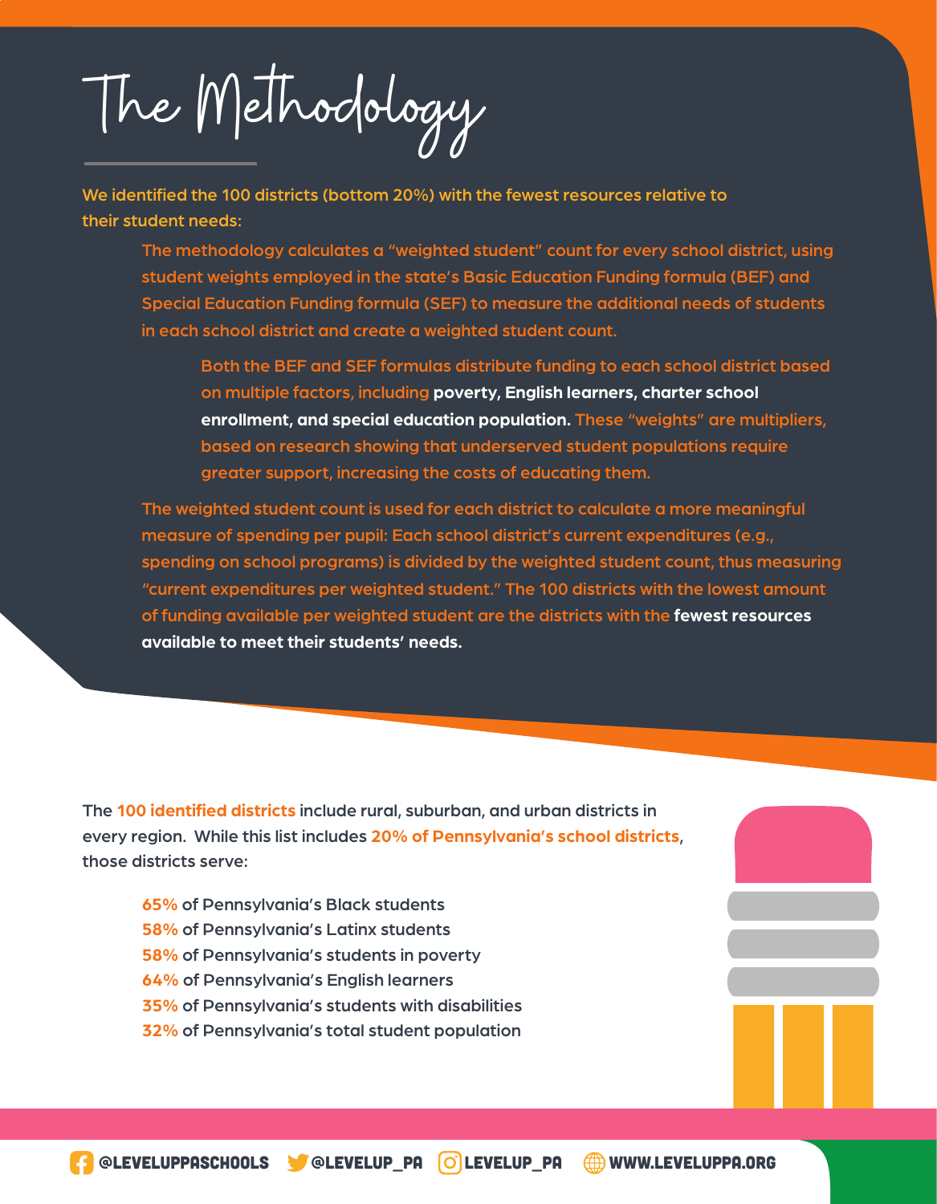# The Methodology

**We identified the 100 districts (bottom 20%) with the fewest resources relative to their student needs:**

The methodology calculates a "weighted student" count for every school district, using student weights employed in the state's Basic Education Funding formula (BEF) and Special Education Funding formula (SEF) to measure the additional needs of students in each school district and create a weighted student count.

Both the BEF and SEF formulas distribute funding to each school district based on multiple factors, including **poverty, English learners, charter school enrollment, and special education population.** These "weights" are multipliers, based on research showing that underserved student populations require greater support, increasing the costs of educating them.

The weighted student count is used for each district to calculate a more meaningful measure of spending per pupil: Each school district's current expenditures (e.g., spending on school programs) is divided by the weighted student count, thus measuring "current expenditures per weighted student." The 100 districts with the lowest amount of funding available per weighted student are the districts with the **fewest resources available to meet their students' needs.**

The **100 identified districts** include rural, suburban, and urban districts in every region. While this list includes **20% of Pennsylvania's school districts**, those districts serve:

- **65%** of Pennsylvania's Black students
- **58%** of Pennsylvania's Latinx students
- **58%** of Pennsylvania's students in poverty
- **64%** of Pennsylvania's English learners
- **35%** of Pennsylvania's students with disabilities
- **32%** of Pennsylvania's total student population

@LEVELUPPASCHOOLS @LEVELUP_PA LEVELUP_PA WWW.LEVELUPPA.ORG